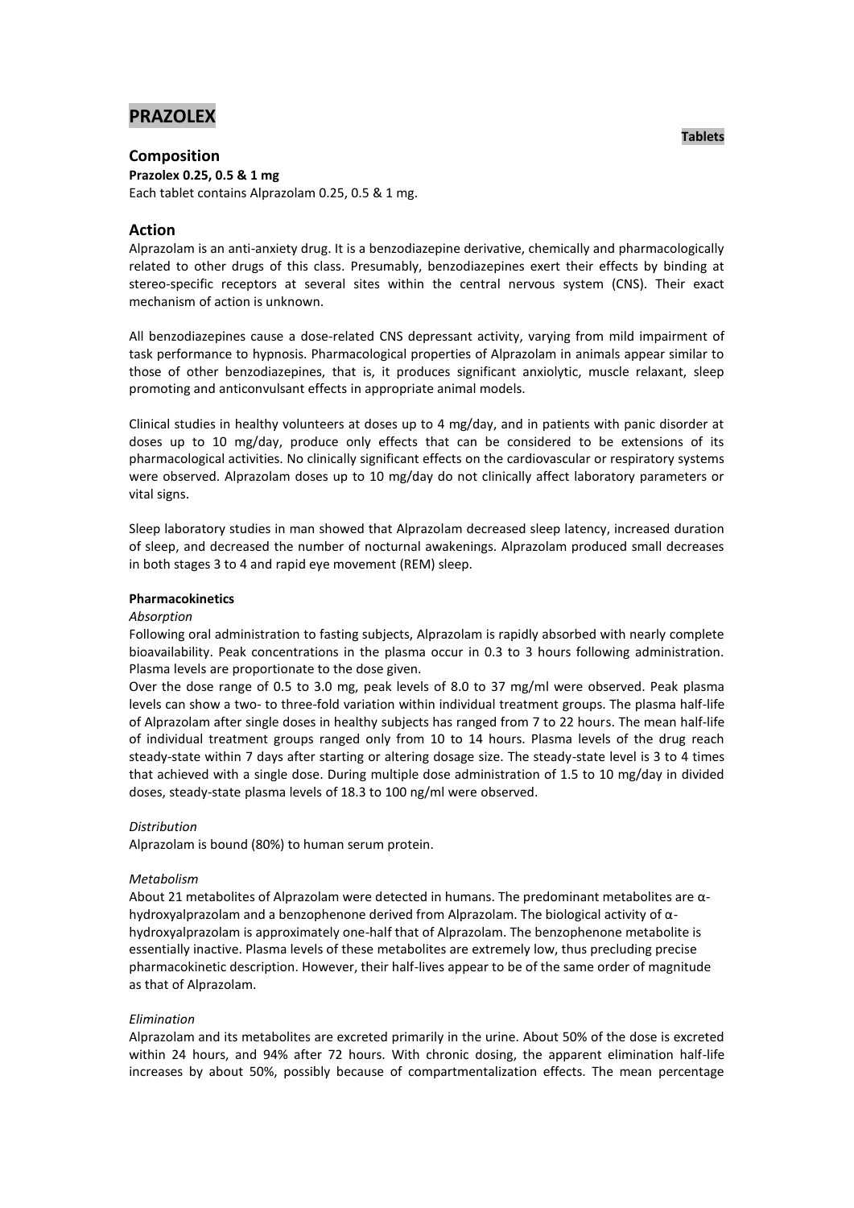# PRAZOLEX

**Tablets**

## Composition

**Prazolex 0.25, 0.5 & 1 mg**

Each tablet contains Alprazolam 0.25, 0.5 & 1 mg.

## Action

Alprazolam is an anti-anxiety drug. It is a benzodiazepine derivative, chemically and pharmacologically related to other drugs of this class. Presumably, benzodiazepines exert their effects by binding at stereo-specific receptors at several sites within the central nervous system (CNS). Their exact mechanism of action is unknown.

All benzodiazepines cause a dose-related CNS depressant activity, varying from mild impairment of task performance to hypnosis. Pharmacological properties of Alprazolam in animals appear similar to those of other benzodiazepines, that is, it produces significant anxiolytic, muscle relaxant, sleep promoting and anticonvulsant effects in appropriate animal models.

Clinical studies in healthy volunteers at doses up to 4 mg/day, and in patients with panic disorder at doses up to 10 mg/day, produce only effects that can be considered to be extensions of its pharmacological activities. No clinically significant effects on the cardiovascular or respiratory systems were observed. Alprazolam doses up to 10 mg/day do not clinically affect laboratory parameters or vital signs.

Sleep laboratory studies in man showed that Alprazolam decreased sleep latency, increased duration of sleep, and decreased the number of nocturnal awakenings. Alprazolam produced small decreases in both stages 3 to 4 and rapid eye movement (REM) sleep.

**Pharmacokinetics**

*Absorption*

Following oral administration to fasting subjects, Alprazolam is rapidly absorbed with nearly complete bioavailability. Peak concentrations in the plasma occur in 0.3 to 3 hours following administration. Plasma levels are proportionate to the dose given.

Over the dose range of 0.5 to 3.0 mg, peak levels of 8.0 to 37 mg/ml were observed. Peak plasma levels can show a two- to three-fold variation within individual treatment groups. The plasma half-life of Alprazolam after single doses in healthy subjects has ranged from 7 to 22 hours. The mean half-life of individual treatment groups ranged only from 10 to 14 hours. Plasma levels of the drug reach steady-state within 7 days after starting or altering dosage size. The steady-state level is 3 to 4 times that achieved with a single dose. During multiple dose administration of 1.5 to 10 mg/day in divided doses, steady-state plasma levels of 18.3 to 100 ng/ml were observed.

*Distribution*

Alprazolam is bound (80%) to human serum protein.

*Metabolism*

About 21 metabolites of Alprazolam were detected in humans. The predominant metabolites are α-hydroxyalprazolam and a benzophenone derived from Alprazolam. The biological activity of α-hydroxyalprazolam is approximately one-half that of Alprazolam. The benzophenone metabolite is essentially inactive. Plasma levels of these metabolites are extremely low, thus precluding precise pharmacokinetic description. However, their half-lives appear to be of the same order of magnitude as that of Alprazolam.

*Elimination*

Alprazolam and its metabolites are excreted primarily in the urine. About 50% of the dose is excreted within 24 hours, and 94% after 72 hours. With chronic dosing, the apparent elimination half-life increases by about 50%, possibly because of compartmentalization effects. The mean percentage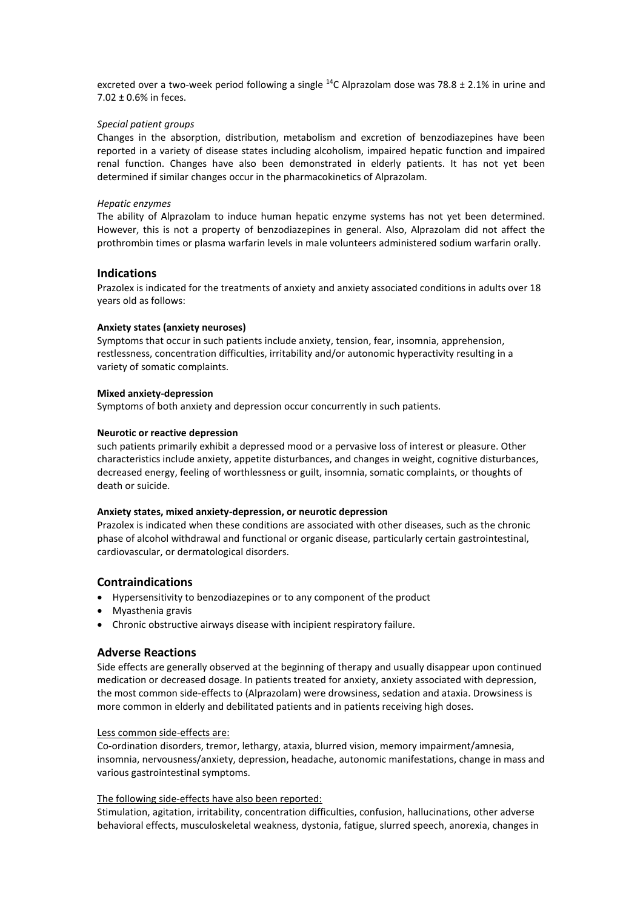excreted over a two-week period following a single $^{14}C$ Alprazolam dose was 78.8 ± 2.1% in urine and 7.02 ± 0.6% in feces.

*Special patient groups*

Changes in the absorption, distribution, metabolism and excretion of benzodiazepines have been reported in a variety of disease states including alcoholism, impaired hepatic function and impaired renal function. Changes have also been demonstrated in elderly patients. It has not yet been determined if similar changes occur in the pharmacokinetics of Alprazolam.

*Hepatic enzymes*

The ability of Alprazolam to induce human hepatic enzyme systems has not yet been determined. However, this is not a property of benzodiazepines in general. Also, Alprazolam did not affect the prothrombin times or plasma warfarin levels in male volunteers administered sodium warfarin orally.

## Indications

Prazolex is indicated for the treatments of anxiety and anxiety associated conditions in adults over 18 years old as follows:

**Anxiety states (anxiety neuroses)**

Symptoms that occur in such patients include anxiety, tension, fear, insomnia, apprehension, restlessness, concentration difficulties, irritability and/or autonomic hyperactivity resulting in a variety of somatic complaints.

**Mixed anxiety-depression**

Symptoms of both anxiety and depression occur concurrently in such patients.

**Neurotic or reactive depression**

such patients primarily exhibit a depressed mood or a pervasive loss of interest or pleasure. Other characteristics include anxiety, appetite disturbances, and changes in weight, cognitive disturbances, decreased energy, feeling of worthlessness or guilt, insomnia, somatic complaints, or thoughts of death or suicide.

**Anxiety states, mixed anxiety-depression, or neurotic depression**

Prazolex is indicated when these conditions are associated with other diseases, such as the chronic phase of alcohol withdrawal and functional or organic disease, particularly certain gastrointestinal, cardiovascular, or dermatological disorders.

## Contraindications

- Hypersensitivity to benzodiazepines or to any component of the product
- Myasthenia gravis
- Chronic obstructive airways disease with incipient respiratory failure.

## Adverse Reactions

Side effects are generally observed at the beginning of therapy and usually disappear upon continued medication or decreased dosage. In patients treated for anxiety, anxiety associated with depression, the most common side-effects to (Alprazolam) were drowsiness, sedation and ataxia. Drowsiness is more common in elderly and debilitated patients and in patients receiving high doses.

Less common side-effects are:

Co-ordination disorders, tremor, lethargy, ataxia, blurred vision, memory impairment/amnesia, insomnia, nervousness/anxiety, depression, headache, autonomic manifestations, change in mass and various gastrointestinal symptoms.

The following side-effects have also been reported:

Stimulation, agitation, irritability, concentration difficulties, confusion, hallucinations, other adverse behavioral effects, musculoskeletal weakness, dystonia, fatigue, slurred speech, anorexia, changes in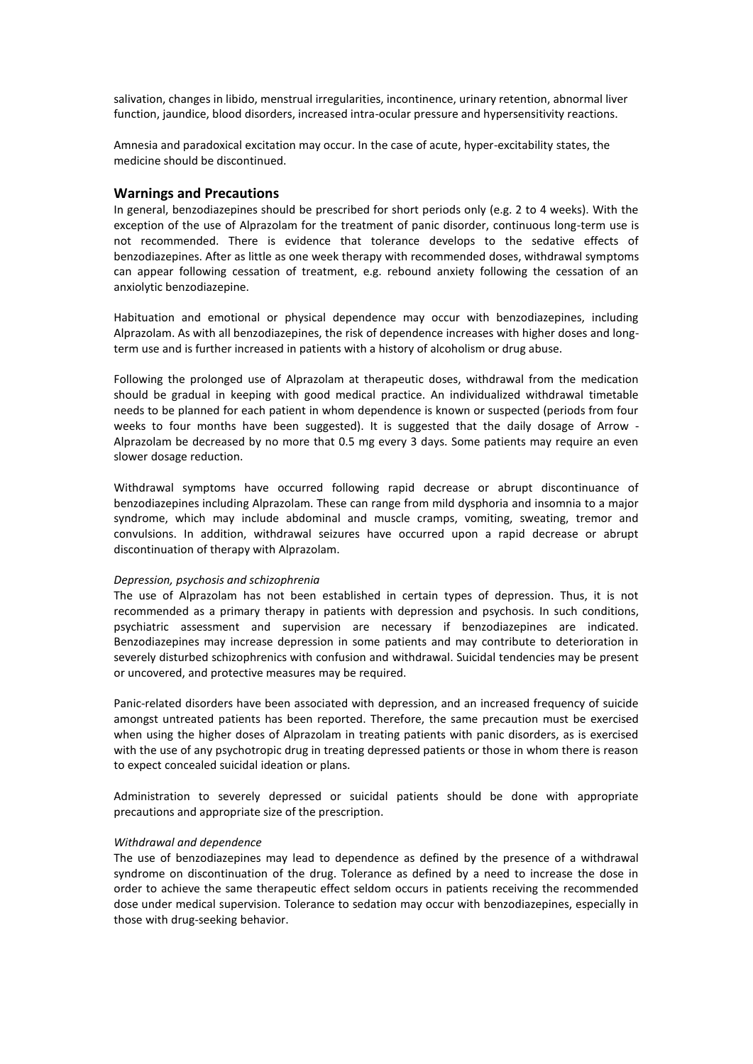salivation, changes in libido, menstrual irregularities, incontinence, urinary retention, abnormal liver function, jaundice, blood disorders, increased intra-ocular pressure and hypersensitivity reactions.

Amnesia and paradoxical excitation may occur. In the case of acute, hyper-excitability states, the medicine should be discontinued.

## Warnings and Precautions

In general, benzodiazepines should be prescribed for short periods only (e.g. 2 to 4 weeks). With the exception of the use of Alprazolam for the treatment of panic disorder, continuous long-term use is not recommended. There is evidence that tolerance develops to the sedative effects of benzodiazepines. After as little as one week therapy with recommended doses, withdrawal symptoms can appear following cessation of treatment, e.g. rebound anxiety following the cessation of an anxiolytic benzodiazepine.

Habituation and emotional or physical dependence may occur with benzodiazepines, including Alprazolam. As with all benzodiazepines, the risk of dependence increases with higher doses and long-term use and is further increased in patients with a history of alcoholism or drug abuse.

Following the prolonged use of Alprazolam at therapeutic doses, withdrawal from the medication should be gradual in keeping with good medical practice. An individualized withdrawal timetable needs to be planned for each patient in whom dependence is known or suspected (periods from four weeks to four months have been suggested). It is suggested that the daily dosage of Arrow - Alprazolam be decreased by no more that 0.5 mg every 3 days. Some patients may require an even slower dosage reduction.

Withdrawal symptoms have occurred following rapid decrease or abrupt discontinuance of benzodiazepines including Alprazolam. These can range from mild dysphoria and insomnia to a major syndrome, which may include abdominal and muscle cramps, vomiting, sweating, tremor and convulsions. In addition, withdrawal seizures have occurred upon a rapid decrease or abrupt discontinuation of therapy with Alprazolam.

*Depression, psychosis and schizophrenia*

The use of Alprazolam has not been established in certain types of depression. Thus, it is not recommended as a primary therapy in patients with depression and psychosis. In such conditions, psychiatric assessment and supervision are necessary if benzodiazepines are indicated. Benzodiazepines may increase depression in some patients and may contribute to deterioration in severely disturbed schizophrenics with confusion and withdrawal. Suicidal tendencies may be present or uncovered, and protective measures may be required.

Panic-related disorders have been associated with depression, and an increased frequency of suicide amongst untreated patients has been reported. Therefore, the same precaution must be exercised when using the higher doses of Alprazolam in treating patients with panic disorders, as is exercised with the use of any psychotropic drug in treating depressed patients or those in whom there is reason to expect concealed suicidal ideation or plans.

Administration to severely depressed or suicidal patients should be done with appropriate precautions and appropriate size of the prescription.

*Withdrawal and dependence*

The use of benzodiazepines may lead to dependence as defined by the presence of a withdrawal syndrome on discontinuation of the drug. Tolerance as defined by a need to increase the dose in order to achieve the same therapeutic effect seldom occurs in patients receiving the recommended dose under medical supervision. Tolerance to sedation may occur with benzodiazepines, especially in those with drug-seeking behavior.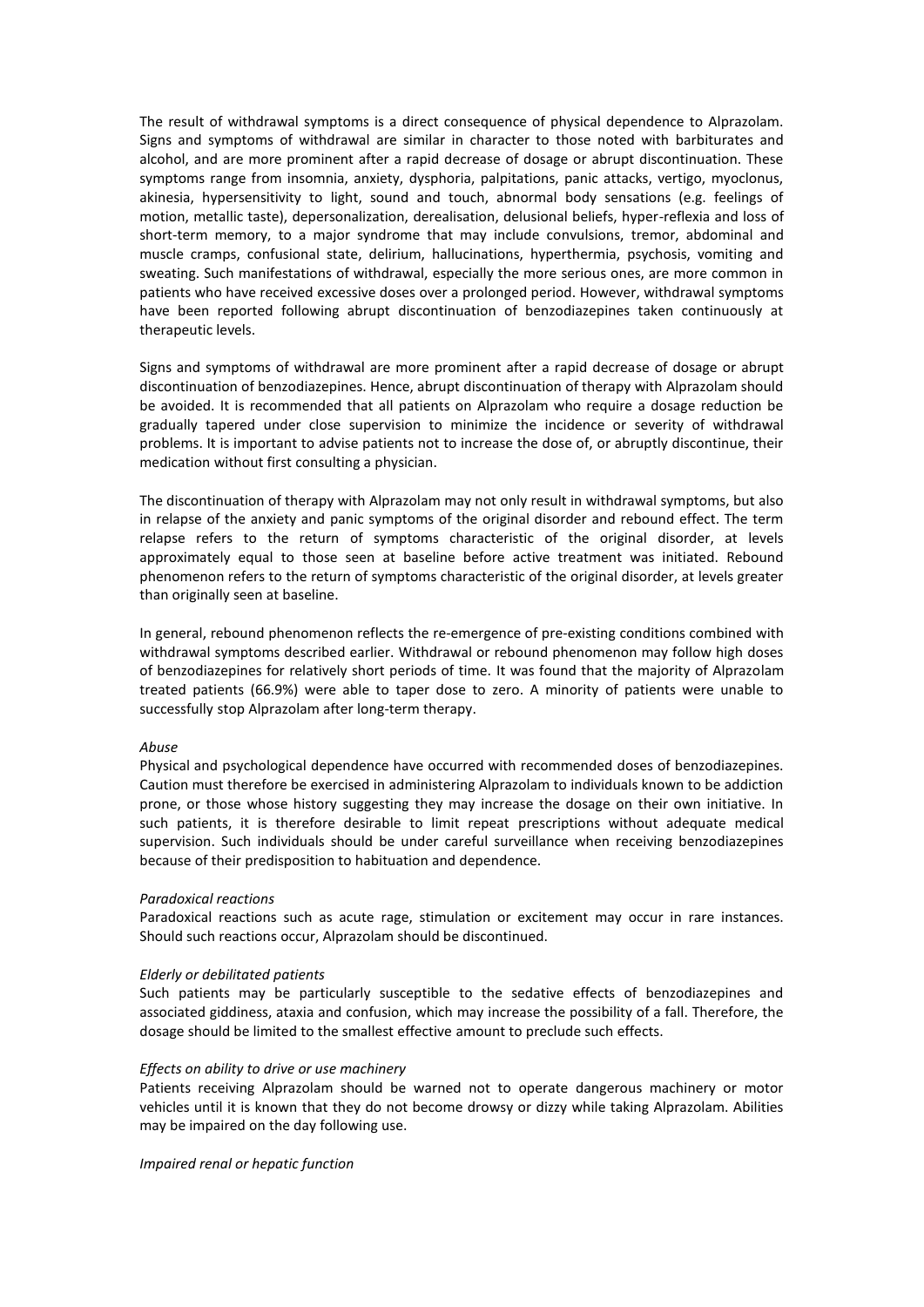The result of withdrawal symptoms is a direct consequence of physical dependence to Alprazolam. Signs and symptoms of withdrawal are similar in character to those noted with barbiturates and alcohol, and are more prominent after a rapid decrease of dosage or abrupt discontinuation. These symptoms range from insomnia, anxiety, dysphoria, palpitations, panic attacks, vertigo, myoclonus, akinesia, hypersensitivity to light, sound and touch, abnormal body sensations (e.g. feelings of motion, metallic taste), depersonalization, derealisation, delusional beliefs, hyper-reflexia and loss of short-term memory, to a major syndrome that may include convulsions, tremor, abdominal and muscle cramps, confusional state, delirium, hallucinations, hyperthermia, psychosis, vomiting and sweating. Such manifestations of withdrawal, especially the more serious ones, are more common in patients who have received excessive doses over a prolonged period. However, withdrawal symptoms have been reported following abrupt discontinuation of benzodiazepines taken continuously at therapeutic levels.

Signs and symptoms of withdrawal are more prominent after a rapid decrease of dosage or abrupt discontinuation of benzodiazepines. Hence, abrupt discontinuation of therapy with Alprazolam should be avoided. It is recommended that all patients on Alprazolam who require a dosage reduction be gradually tapered under close supervision to minimize the incidence or severity of withdrawal problems. It is important to advise patients not to increase the dose of, or abruptly discontinue, their medication without first consulting a physician.

The discontinuation of therapy with Alprazolam may not only result in withdrawal symptoms, but also in relapse of the anxiety and panic symptoms of the original disorder and rebound effect. The term relapse refers to the return of symptoms characteristic of the original disorder, at levels approximately equal to those seen at baseline before active treatment was initiated. Rebound phenomenon refers to the return of symptoms characteristic of the original disorder, at levels greater than originally seen at baseline.

In general, rebound phenomenon reflects the re-emergence of pre-existing conditions combined with withdrawal symptoms described earlier. Withdrawal or rebound phenomenon may follow high doses of benzodiazepines for relatively short periods of time. It was found that the majority of Alprazolam treated patients (66.9%) were able to taper dose to zero. A minority of patients were unable to successfully stop Alprazolam after long-term therapy.

*Abuse*

Physical and psychological dependence have occurred with recommended doses of benzodiazepines. Caution must therefore be exercised in administering Alprazolam to individuals known to be addiction prone, or those whose history suggesting they may increase the dosage on their own initiative. In such patients, it is therefore desirable to limit repeat prescriptions without adequate medical supervision. Such individuals should be under careful surveillance when receiving benzodiazepines because of their predisposition to habituation and dependence.

*Paradoxical reactions*

Paradoxical reactions such as acute rage, stimulation or excitement may occur in rare instances. Should such reactions occur, Alprazolam should be discontinued.

*Elderly or debilitated patients*

Such patients may be particularly susceptible to the sedative effects of benzodiazepines and associated giddiness, ataxia and confusion, which may increase the possibility of a fall. Therefore, the dosage should be limited to the smallest effective amount to preclude such effects.

*Effects on ability to drive or use machinery*

Patients receiving Alprazolam should be warned not to operate dangerous machinery or motor vehicles until it is known that they do not become drowsy or dizzy while taking Alprazolam. Abilities may be impaired on the day following use.

*Impaired renal or hepatic function*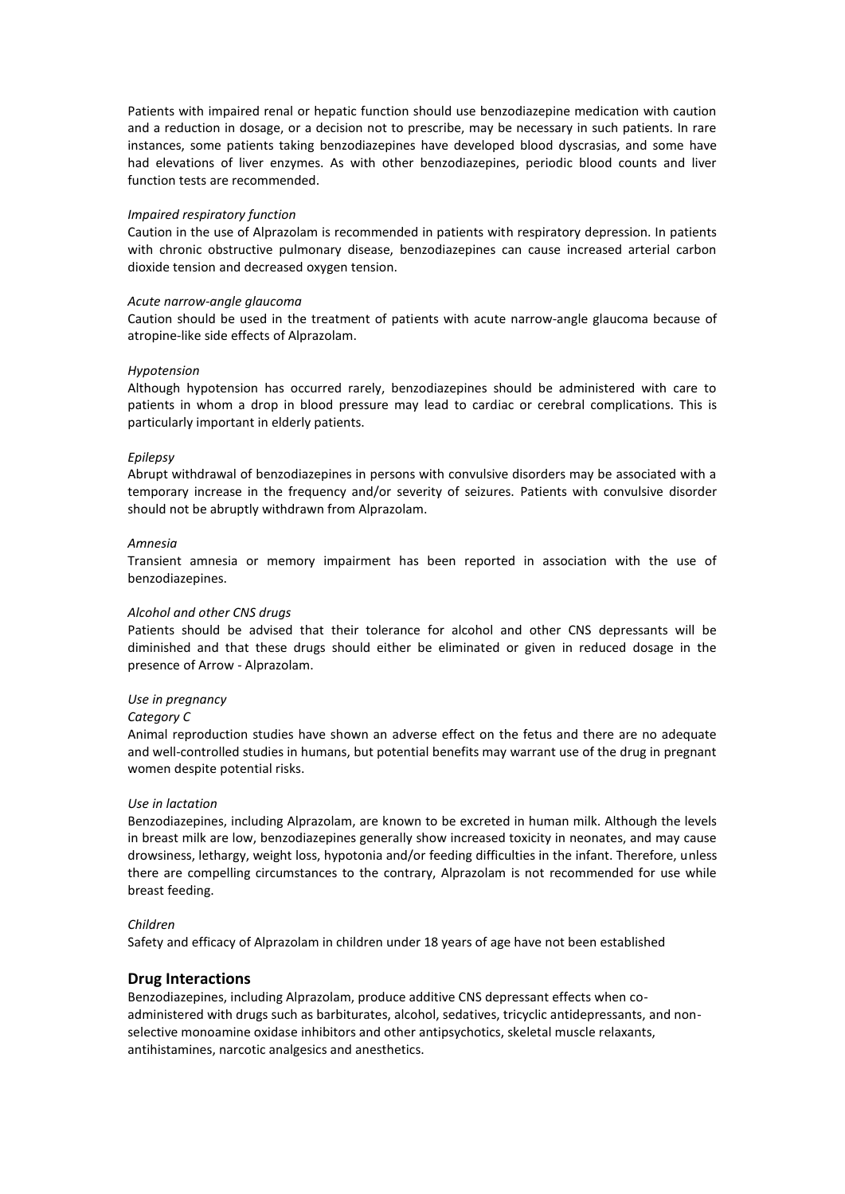Patients with impaired renal or hepatic function should use benzodiazepine medication with caution and a reduction in dosage, or a decision not to prescribe, may be necessary in such patients. In rare instances, some patients taking benzodiazepines have developed blood dyscrasias, and some have had elevations of liver enzymes. As with other benzodiazepines, periodic blood counts and liver function tests are recommended.

*Impaired respiratory function*

Caution in the use of Alprazolam is recommended in patients with respiratory depression. In patients with chronic obstructive pulmonary disease, benzodiazepines can cause increased arterial carbon dioxide tension and decreased oxygen tension.

*Acute narrow-angle glaucoma*

Caution should be used in the treatment of patients with acute narrow-angle glaucoma because of atropine-like side effects of Alprazolam.

*Hypotension*

Although hypotension has occurred rarely, benzodiazepines should be administered with care to patients in whom a drop in blood pressure may lead to cardiac or cerebral complications. This is particularly important in elderly patients.

*Epilepsy*

Abrupt withdrawal of benzodiazepines in persons with convulsive disorders may be associated with a temporary increase in the frequency and/or severity of seizures. Patients with convulsive disorder should not be abruptly withdrawn from Alprazolam.

*Amnesia*

Transient amnesia or memory impairment has been reported in association with the use of benzodiazepines.

*Alcohol and other CNS drugs*

Patients should be advised that their tolerance for alcohol and other CNS depressants will be diminished and that these drugs should either be eliminated or given in reduced dosage in the presence of Arrow - Alprazolam.

*Use in pregnancy*

*Category C*

Animal reproduction studies have shown an adverse effect on the fetus and there are no adequate and well-controlled studies in humans, but potential benefits may warrant use of the drug in pregnant women despite potential risks.

*Use in lactation*

Benzodiazepines, including Alprazolam, are known to be excreted in human milk. Although the levels in breast milk are low, benzodiazepines generally show increased toxicity in neonates, and may cause drowsiness, lethargy, weight loss, hypotonia and/or feeding difficulties in the infant. Therefore, unless there are compelling circumstances to the contrary, Alprazolam is not recommended for use while breast feeding.

*Children*

Safety and efficacy of Alprazolam in children under 18 years of age have not been established

## Drug Interactions

Benzodiazepines, including Alprazolam, produce additive CNS depressant effects when co-administered with drugs such as barbiturates, alcohol, sedatives, tricyclic antidepressants, and non-selective monoamine oxidase inhibitors and other antipsychotics, skeletal muscle relaxants, antihistamines, narcotic analgesics and anesthetics.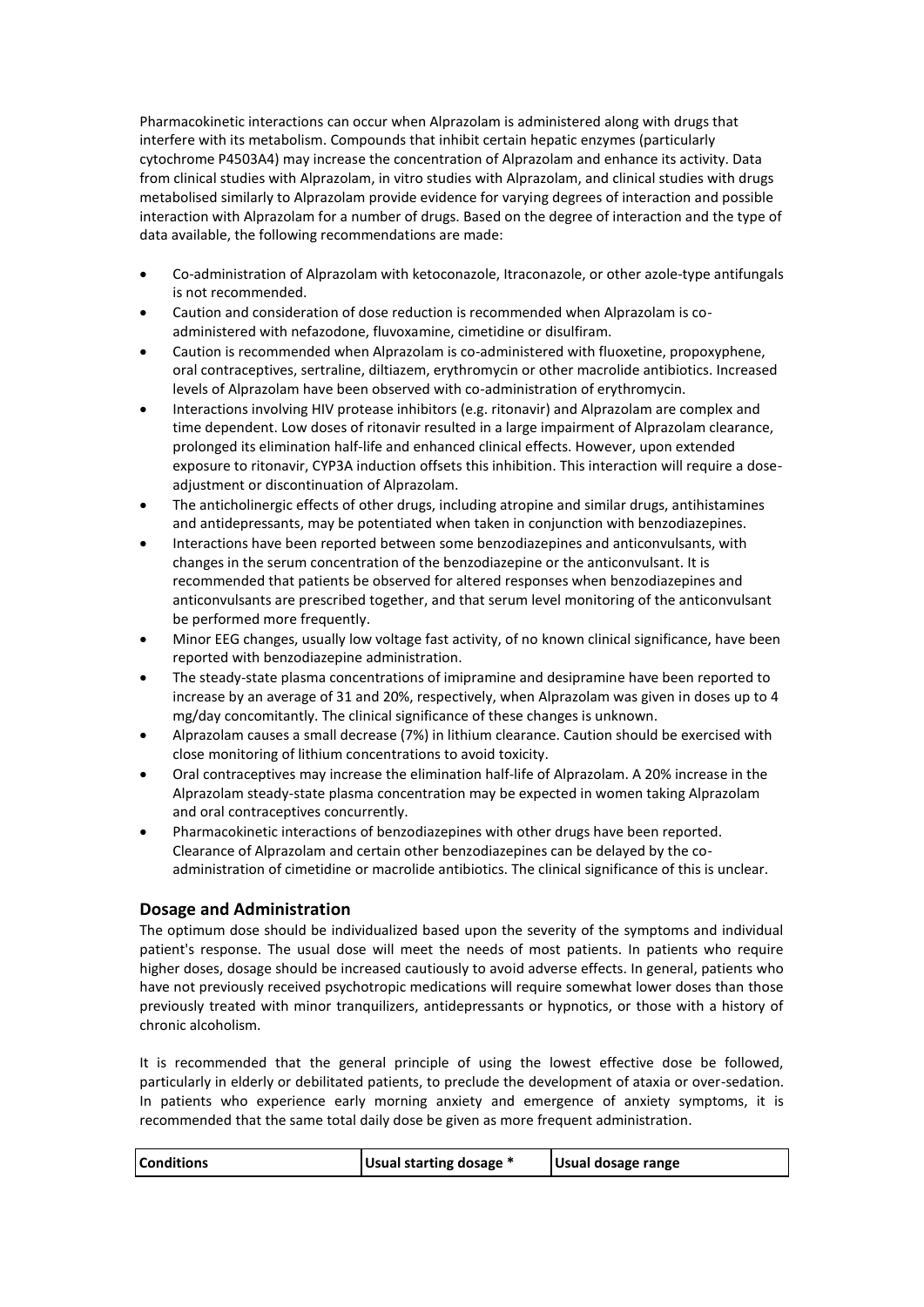Pharmacokinetic interactions can occur when Alprazolam is administered along with drugs that interfere with its metabolism. Compounds that inhibit certain hepatic enzymes (particularly cytochrome P4503A4) may increase the concentration of Alprazolam and enhance its activity. Data from clinical studies with Alprazolam, in vitro studies with Alprazolam, and clinical studies with drugs metabolised similarly to Alprazolam provide evidence for varying degrees of interaction and possible interaction with Alprazolam for a number of drugs. Based on the degree of interaction and the type of data available, the following recommendations are made:

- Co-administration of Alprazolam with ketoconazole, Itraconazole, or other azole-type antifungals is not recommended.
- Caution and consideration of dose reduction is recommended when Alprazolam is co-administered with nefazodone, fluvoxamine, cimetidine or disulfiram.
- Caution is recommended when Alprazolam is co-administered with fluoxetine, propoxyphene, oral contraceptives, sertraline, diltiazem, erythromycin or other macrolide antibiotics. Increased levels of Alprazolam have been observed with co-administration of erythromycin.
- Interactions involving HIV protease inhibitors (e.g. ritonavir) and Alprazolam are complex and time dependent. Low doses of ritonavir resulted in a large impairment of Alprazolam clearance, prolonged its elimination half-life and enhanced clinical effects. However, upon extended exposure to ritonavir, CYP3A induction offsets this inhibition. This interaction will require a dose-adjustment or discontinuation of Alprazolam.
- The anticholinergic effects of other drugs, including atropine and similar drugs, antihistamines and antidepressants, may be potentiated when taken in conjunction with benzodiazepines.
- Interactions have been reported between some benzodiazepines and anticonvulsants, with changes in the serum concentration of the benzodiazepine or the anticonvulsant. It is recommended that patients be observed for altered responses when benzodiazepines and anticonvulsants are prescribed together, and that serum level monitoring of the anticonvulsant be performed more frequently.
- Minor EEG changes, usually low voltage fast activity, of no known clinical significance, have been reported with benzodiazepine administration.
- The steady-state plasma concentrations of imipramine and desipramine have been reported to increase by an average of 31 and 20%, respectively, when Alprazolam was given in doses up to 4 mg/day concomitantly. The clinical significance of these changes is unknown.
- Alprazolam causes a small decrease (7%) in lithium clearance. Caution should be exercised with close monitoring of lithium concentrations to avoid toxicity.
- Oral contraceptives may increase the elimination half-life of Alprazolam. A 20% increase in the Alprazolam steady-state plasma concentration may be expected in women taking Alprazolam and oral contraceptives concurrently.
- Pharmacokinetic interactions of benzodiazepines with other drugs have been reported. Clearance of Alprazolam and certain other benzodiazepines can be delayed by the co-administration of cimetidine or macrolide antibiotics. The clinical significance of this is unclear.

## Dosage and Administration

The optimum dose should be individualized based upon the severity of the symptoms and individual patient's response. The usual dose will meet the needs of most patients. In patients who require higher doses, dosage should be increased cautiously to avoid adverse effects. In general, patients who have not previously received psychotropic medications will require somewhat lower doses than those previously treated with minor tranquilizers, antidepressants or hypnotics, or those with a history of chronic alcoholism.

It is recommended that the general principle of using the lowest effective dose be followed, particularly in elderly or debilitated patients, to preclude the development of ataxia or over-sedation. In patients who experience early morning anxiety and emergence of anxiety symptoms, it is recommended that the same total daily dose be given as more frequent administration.

| **Conditions** | **Usual starting dosage *** | **Usual dosage range** |
|---|---|---|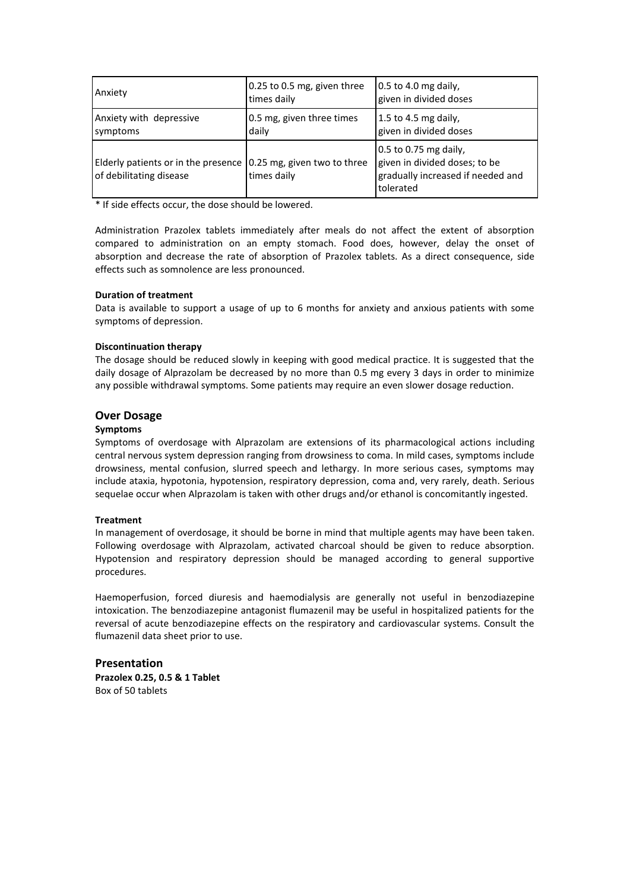| | | |
|---|---|---|
| Anxiety | 0.25 to 0.5 mg, given three times daily | 0.5 to 4.0 mg daily, given in divided doses |
| Anxiety with depressive symptoms | 0.5 mg, given three times daily | 1.5 to 4.5 mg daily, given in divided doses |
| Elderly patients or in the presence of debilitating disease | 0.25 mg, given two to three times daily | 0.5 to 0.75 mg daily, given in divided doses; to be gradually increased if needed and tolerated |

* If side effects occur, the dose should be lowered.

Administration Prazolex tablets immediately after meals do not affect the extent of absorption compared to administration on an empty stomach. Food does, however, delay the onset of absorption and decrease the rate of absorption of Prazolex tablets. As a direct consequence, side effects such as somnolence are less pronounced.

**Duration of treatment**

Data is available to support a usage of up to 6 months for anxiety and anxious patients with some symptoms of depression.

**Discontinuation therapy**

The dosage should be reduced slowly in keeping with good medical practice. It is suggested that the daily dosage of Alprazolam be decreased by no more than 0.5 mg every 3 days in order to minimize any possible withdrawal symptoms. Some patients may require an even slower dosage reduction.

## Over Dosage

**Symptoms**

Symptoms of overdosage with Alprazolam are extensions of its pharmacological actions including central nervous system depression ranging from drowsiness to coma. In mild cases, symptoms include drowsiness, mental confusion, slurred speech and lethargy. In more serious cases, symptoms may include ataxia, hypotonia, hypotension, respiratory depression, coma and, very rarely, death. Serious sequelae occur when Alprazolam is taken with other drugs and/or ethanol is concomitantly ingested.

**Treatment**

In management of overdosage, it should be borne in mind that multiple agents may have been taken. Following overdosage with Alprazolam, activated charcoal should be given to reduce absorption. Hypotension and respiratory depression should be managed according to general supportive procedures.

Haemoperfusion, forced diuresis and haemodialysis are generally not useful in benzodiazepine intoxication. The benzodiazepine antagonist flumazenil may be useful in hospitalized patients for the reversal of acute benzodiazepine effects on the respiratory and cardiovascular systems. Consult the flumazenil data sheet prior to use.

## Presentation

**Prazolex 0.25, 0.5 & 1 Tablet**

Box of 50 tablets